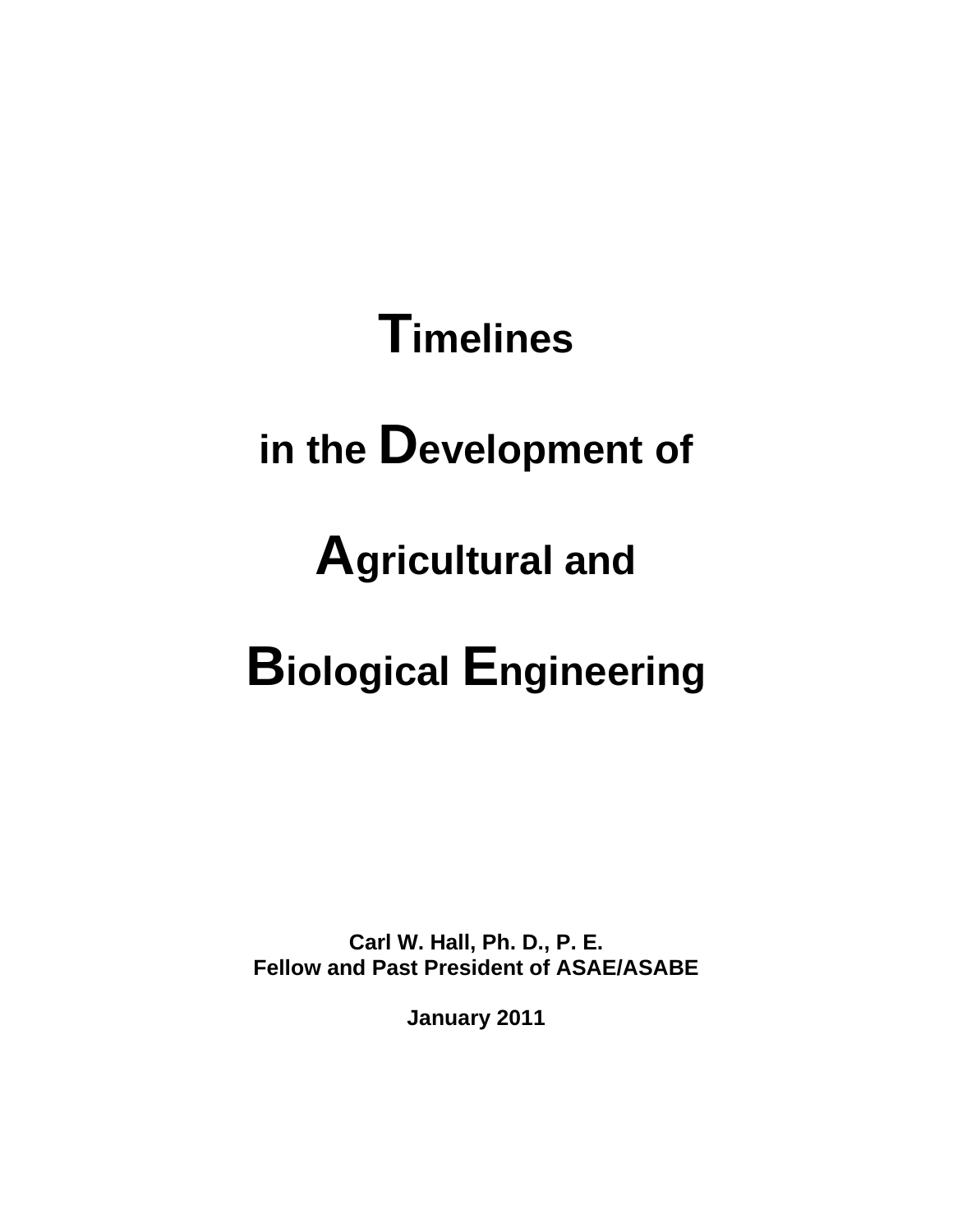# Timelines in the Development of Agricultural and Biological Engineering

**Carl W. Hall, Ph. D., P. E.**
**Fellow and Past President of ASAE/ASABE**

**January 2011**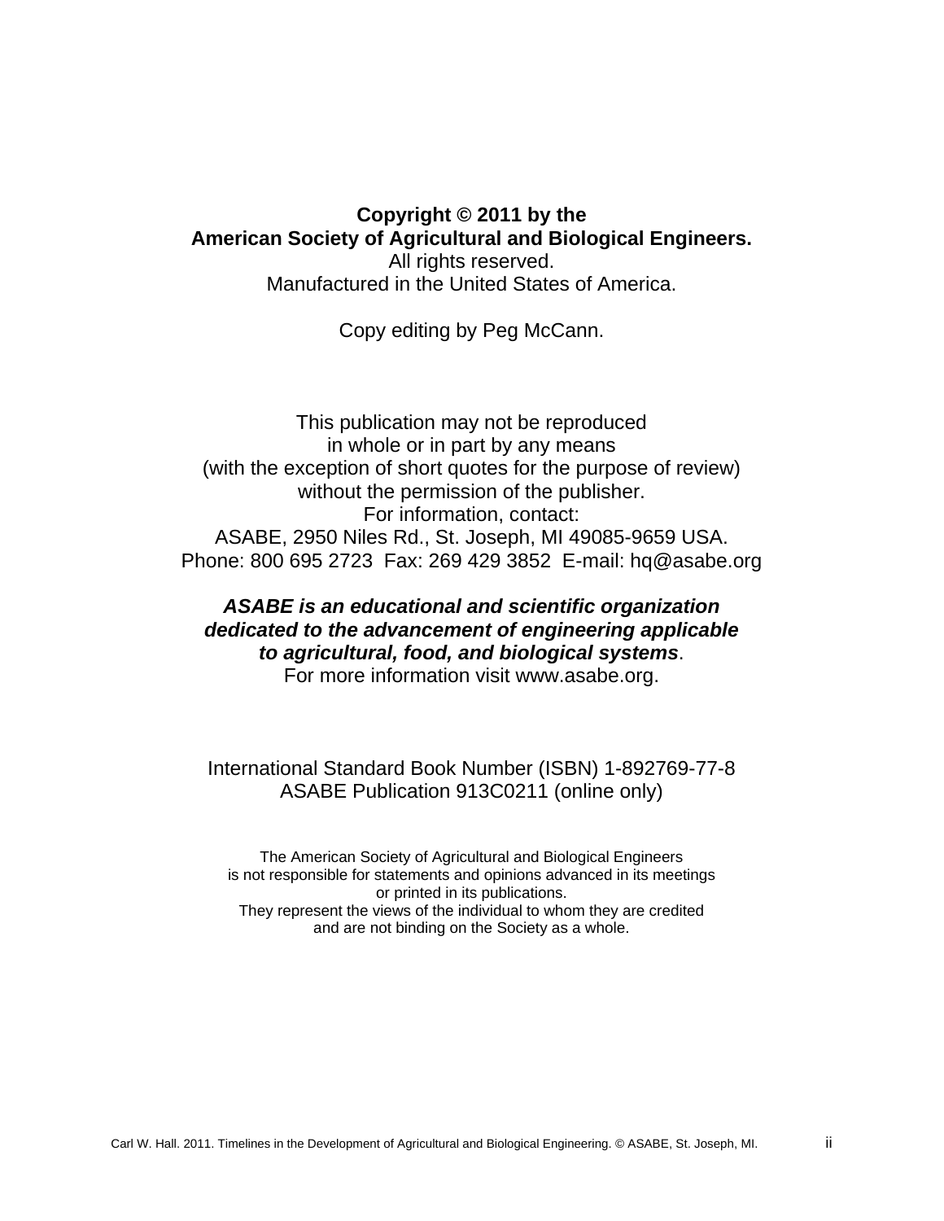**Copyright © 2011 by the**
**American Society of Agricultural and Biological Engineers.**
All rights reserved.
Manufactured in the United States of America.

Copy editing by Peg McCann.

This publication may not be reproduced
in whole or in part by any means
(with the exception of short quotes for the purpose of review)
without the permission of the publisher.
For information, contact:
ASABE, 2950 Niles Rd., St. Joseph, MI 49085-9659 USA.
Phone: 800 695 2723  Fax: 269 429 3852  E-mail: hq@asabe.org

***ASABE is an educational and scientific organization dedicated to the advancement of engineering applicable to agricultural, food, and biological systems***.
For more information visit www.asabe.org.

International Standard Book Number (ISBN) 1-892769-77-8
ASABE Publication 913C0211 (online only)

The American Society of Agricultural and Biological Engineers
is not responsible for statements and opinions advanced in its meetings
or printed in its publications.
They represent the views of the individual to whom they are credited
and are not binding on the Society as a whole.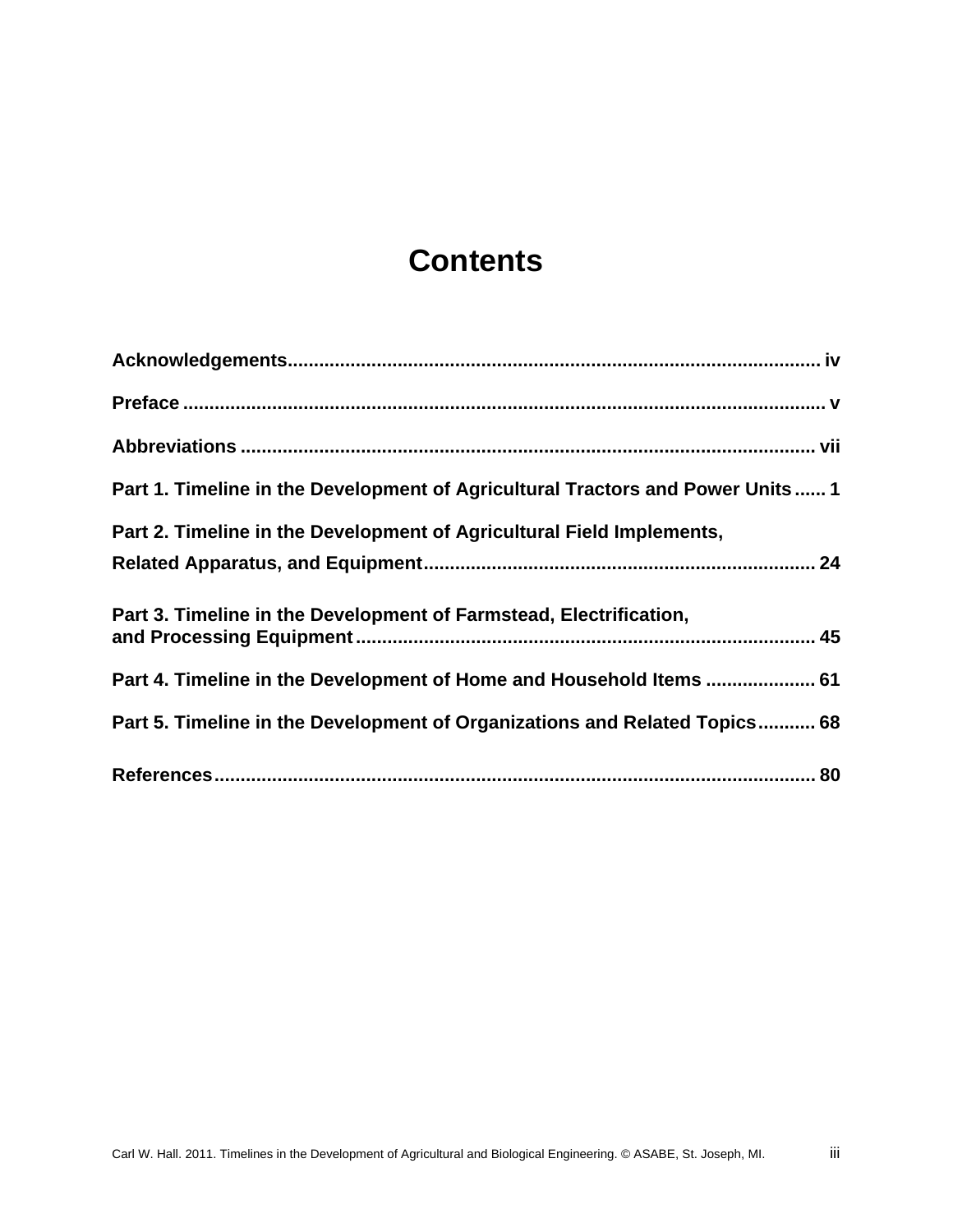# Contents

**Acknowledgements** .................................................. iv

**Preface** .................................................. v

**Abbreviations** .................................................. vii

**Part 1. Timeline in the Development of Agricultural Tractors and Power Units** ...... 1

**Part 2. Timeline in the Development of Agricultural Field Implements, Related Apparatus, and Equipment** .................................................. 24

**Part 3. Timeline in the Development of Farmstead, Electrification, and Processing Equipment** .................................................. 45

**Part 4. Timeline in the Development of Home and Household Items** .................... 61

**Part 5. Timeline in the Development of Organizations and Related Topics** ........... 68

**References** .................................................. 80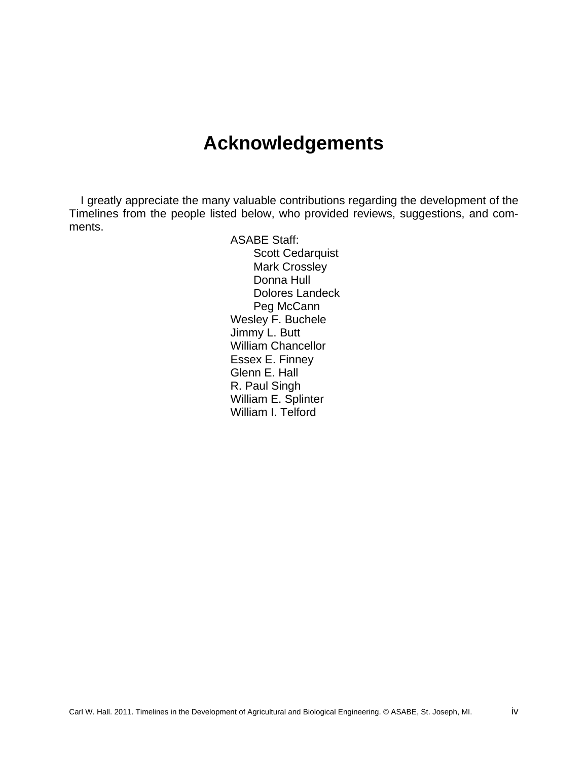# Acknowledgements

I greatly appreciate the many valuable contributions regarding the development of the Timelines from the people listed below, who provided reviews, suggestions, and comments.

ASABE Staff:
- Scott Cedarquist
- Mark Crossley
- Donna Hull
- Dolores Landeck
- Peg McCann

Wesley F. Buchele  
Jimmy L. Butt  
William Chancellor  
Essex E. Finney  
Glenn E. Hall  
R. Paul Singh  
William E. Splinter  
William I. Telford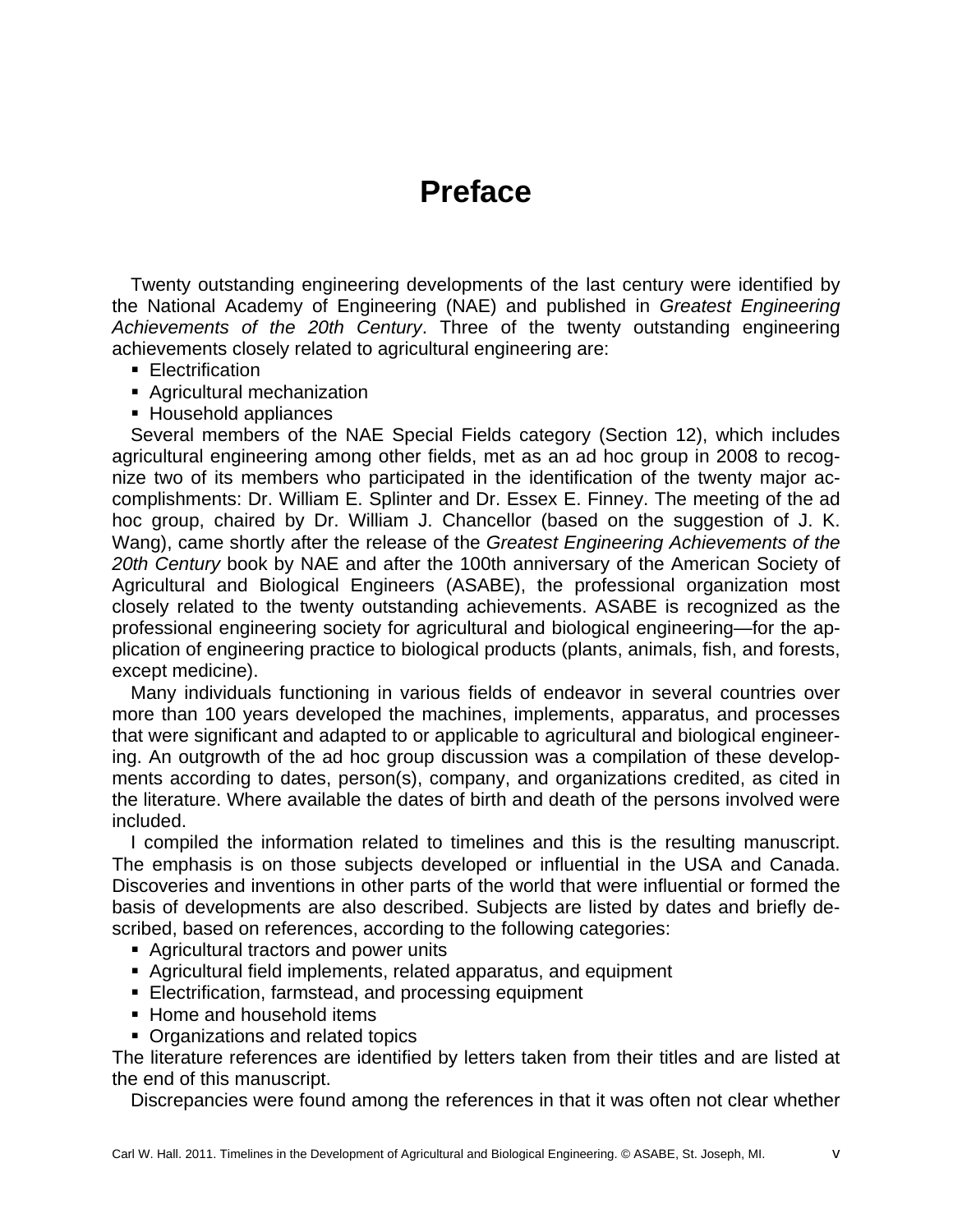# Preface

Twenty outstanding engineering developments of the last century were identified by the National Academy of Engineering (NAE) and published in *Greatest Engineering Achievements of the 20th Century*. Three of the twenty outstanding engineering achievements closely related to agricultural engineering are:

- Electrification
- Agricultural mechanization
- Household appliances

Several members of the NAE Special Fields category (Section 12), which includes agricultural engineering among other fields, met as an ad hoc group in 2008 to recognize two of its members who participated in the identification of the twenty major accomplishments: Dr. William E. Splinter and Dr. Essex E. Finney. The meeting of the ad hoc group, chaired by Dr. William J. Chancellor (based on the suggestion of J. K. Wang), came shortly after the release of the *Greatest Engineering Achievements of the 20th Century* book by NAE and after the 100th anniversary of the American Society of Agricultural and Biological Engineers (ASABE), the professional organization most closely related to the twenty outstanding achievements. ASABE is recognized as the professional engineering society for agricultural and biological engineering—for the application of engineering practice to biological products (plants, animals, fish, and forests, except medicine).

Many individuals functioning in various fields of endeavor in several countries over more than 100 years developed the machines, implements, apparatus, and processes that were significant and adapted to or applicable to agricultural and biological engineering. An outgrowth of the ad hoc group discussion was a compilation of these developments according to dates, person(s), company, and organizations credited, as cited in the literature. Where available the dates of birth and death of the persons involved were included.

I compiled the information related to timelines and this is the resulting manuscript. The emphasis is on those subjects developed or influential in the USA and Canada. Discoveries and inventions in other parts of the world that were influential or formed the basis of developments are also described. Subjects are listed by dates and briefly described, based on references, according to the following categories:

- Agricultural tractors and power units
- Agricultural field implements, related apparatus, and equipment
- Electrification, farmstead, and processing equipment
- Home and household items
- Organizations and related topics

The literature references are identified by letters taken from their titles and are listed at the end of this manuscript.

Discrepancies were found among the references in that it was often not clear whether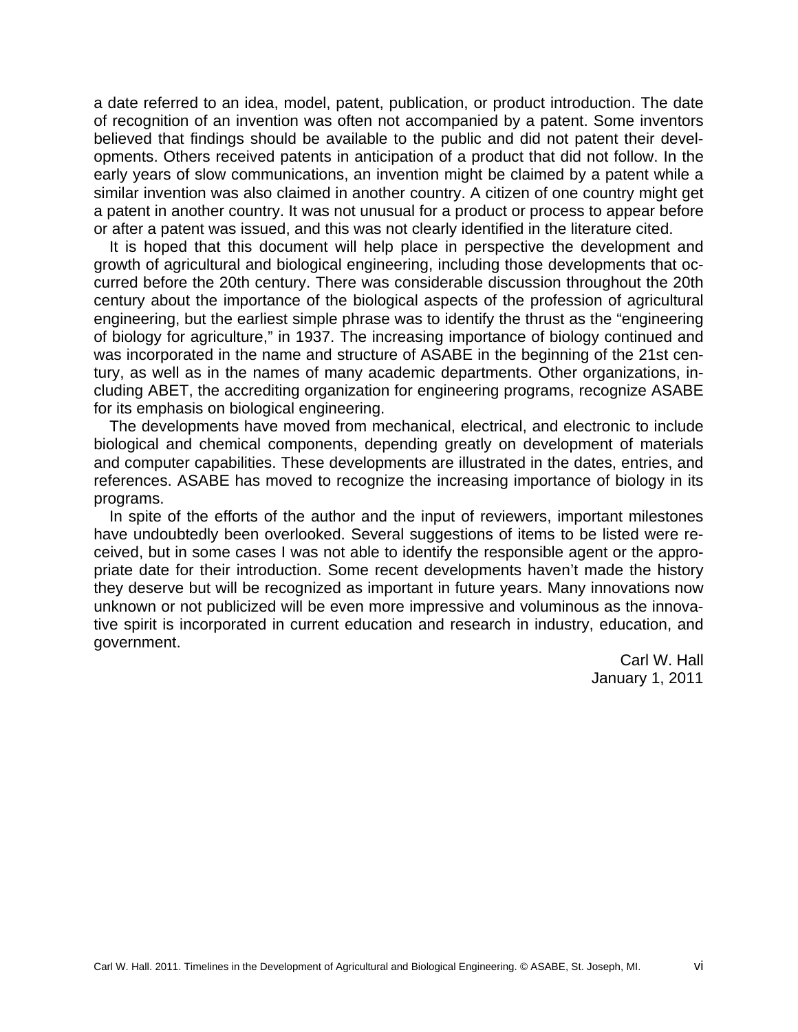a date referred to an idea, model, patent, publication, or product introduction. The date of recognition of an invention was often not accompanied by a patent. Some inventors believed that findings should be available to the public and did not patent their developments. Others received patents in anticipation of a product that did not follow. In the early years of slow communications, an invention might be claimed by a patent while a similar invention was also claimed in another country. A citizen of one country might get a patent in another country. It was not unusual for a product or process to appear before or after a patent was issued, and this was not clearly identified in the literature cited.

It is hoped that this document will help place in perspective the development and growth of agricultural and biological engineering, including those developments that occurred before the 20th century. There was considerable discussion throughout the 20th century about the importance of the biological aspects of the profession of agricultural engineering, but the earliest simple phrase was to identify the thrust as the "engineering of biology for agriculture," in 1937. The increasing importance of biology continued and was incorporated in the name and structure of ASABE in the beginning of the 21st century, as well as in the names of many academic departments. Other organizations, including ABET, the accrediting organization for engineering programs, recognize ASABE for its emphasis on biological engineering.

The developments have moved from mechanical, electrical, and electronic to include biological and chemical components, depending greatly on development of materials and computer capabilities. These developments are illustrated in the dates, entries, and references. ASABE has moved to recognize the increasing importance of biology in its programs.

In spite of the efforts of the author and the input of reviewers, important milestones have undoubtedly been overlooked. Several suggestions of items to be listed were received, but in some cases I was not able to identify the responsible agent or the appropriate date for their introduction. Some recent developments haven't made the history they deserve but will be recognized as important in future years. Many innovations now unknown or not publicized will be even more impressive and voluminous as the innovative spirit is incorporated in current education and research in industry, education, and government.

Carl W. Hall
January 1, 2011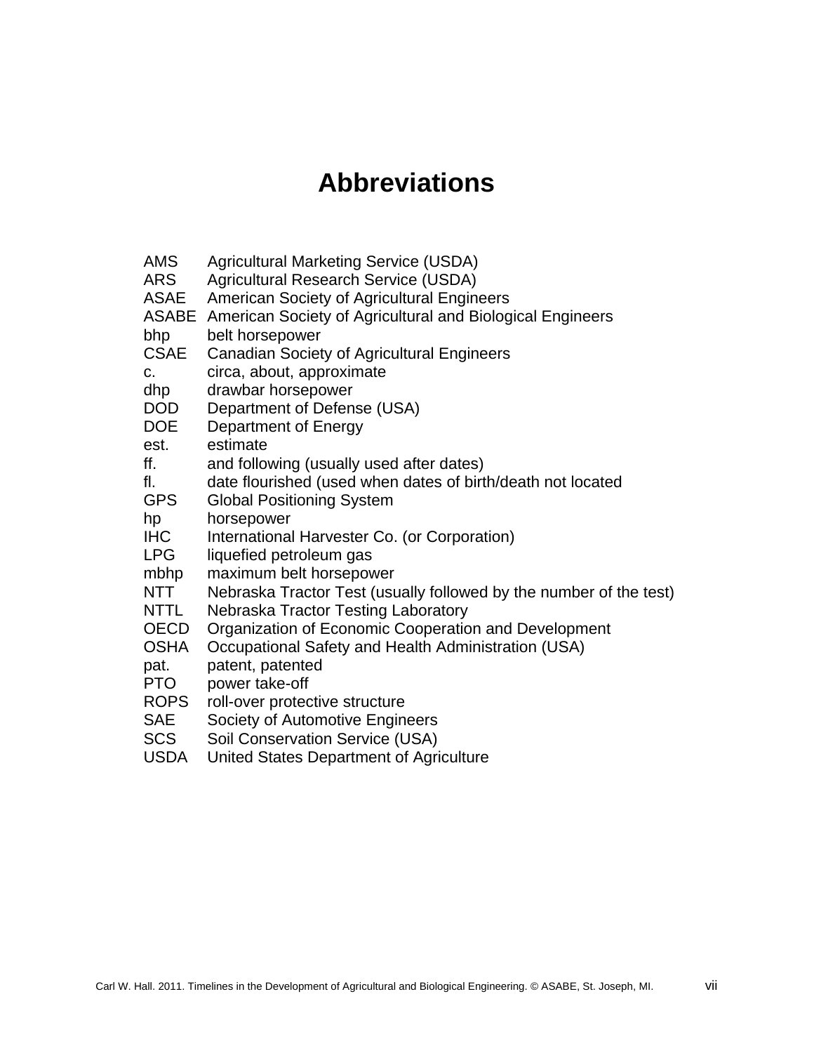# Abbreviations

| | |
|---|---|
| AMS | Agricultural Marketing Service (USDA) |
| ARS | Agricultural Research Service (USDA) |
| ASAE | American Society of Agricultural Engineers |
| ASABE | American Society of Agricultural and Biological Engineers |
| bhp | belt horsepower |
| CSAE | Canadian Society of Agricultural Engineers |
| c. | circa, about, approximate |
| dhp | drawbar horsepower |
| DOD | Department of Defense (USA) |
| DOE | Department of Energy |
| est. | estimate |
| ff. | and following (usually used after dates) |
| fl. | date flourished (used when dates of birth/death not located |
| GPS | Global Positioning System |
| hp | horsepower |
| IHC | International Harvester Co. (or Corporation) |
| LPG | liquefied petroleum gas |
| mbhp | maximum belt horsepower |
| NTT | Nebraska Tractor Test (usually followed by the number of the test) |
| NTTL | Nebraska Tractor Testing Laboratory |
| OECD | Organization of Economic Cooperation and Development |
| OSHA | Occupational Safety and Health Administration (USA) |
| pat. | patent, patented |
| PTO | power take-off |
| ROPS | roll-over protective structure |
| SAE | Society of Automotive Engineers |
| SCS | Soil Conservation Service (USA) |
| USDA | United States Department of Agriculture |